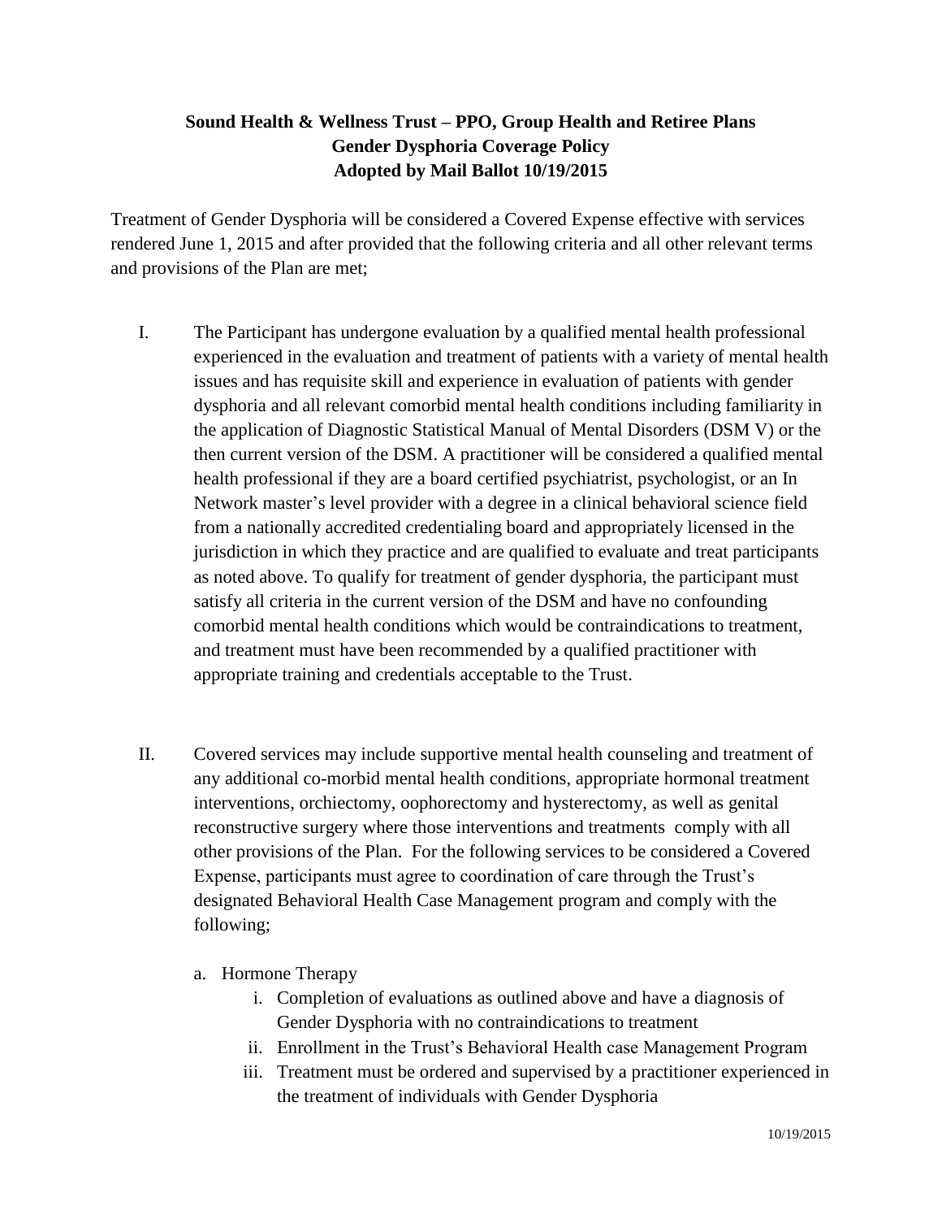**Sound Health & Wellness Trust – PPO, Group Health and Retiree Plans**
**Gender Dysphoria Coverage Policy**
**Adopted by Mail Ballot 10/19/2015**

Treatment of Gender Dysphoria will be considered a Covered Expense effective with services rendered June 1, 2015 and after provided that the following criteria and all other relevant terms and provisions of the Plan are met;

I. The Participant has undergone evaluation by a qualified mental health professional experienced in the evaluation and treatment of patients with a variety of mental health issues and has requisite skill and experience in evaluation of patients with gender dysphoria and all relevant comorbid mental health conditions including familiarity in the application of Diagnostic Statistical Manual of Mental Disorders (DSM V) or the then current version of the DSM. A practitioner will be considered a qualified mental health professional if they are a board certified psychiatrist, psychologist, or an In Network master's level provider with a degree in a clinical behavioral science field from a nationally accredited credentialing board and appropriately licensed in the jurisdiction in which they practice and are qualified to evaluate and treat participants as noted above. To qualify for treatment of gender dysphoria, the participant must satisfy all criteria in the current version of the DSM and have no confounding comorbid mental health conditions which would be contraindications to treatment, and treatment must have been recommended by a qualified practitioner with appropriate training and credentials acceptable to the Trust.

II. Covered services may include supportive mental health counseling and treatment of any additional co-morbid mental health conditions, appropriate hormonal treatment interventions, orchiectomy, oophorectomy and hysterectomy, as well as genital reconstructive surgery where those interventions and treatments comply with all other provisions of the Plan. For the following services to be considered a Covered Expense, participants must agree to coordination of care through the Trust's designated Behavioral Health Case Management program and comply with the following;

   a. Hormone Therapy
      i. Completion of evaluations as outlined above and have a diagnosis of Gender Dysphoria with no contraindications to treatment
      ii. Enrollment in the Trust's Behavioral Health case Management Program
      iii. Treatment must be ordered and supervised by a practitioner experienced in the treatment of individuals with Gender Dysphoria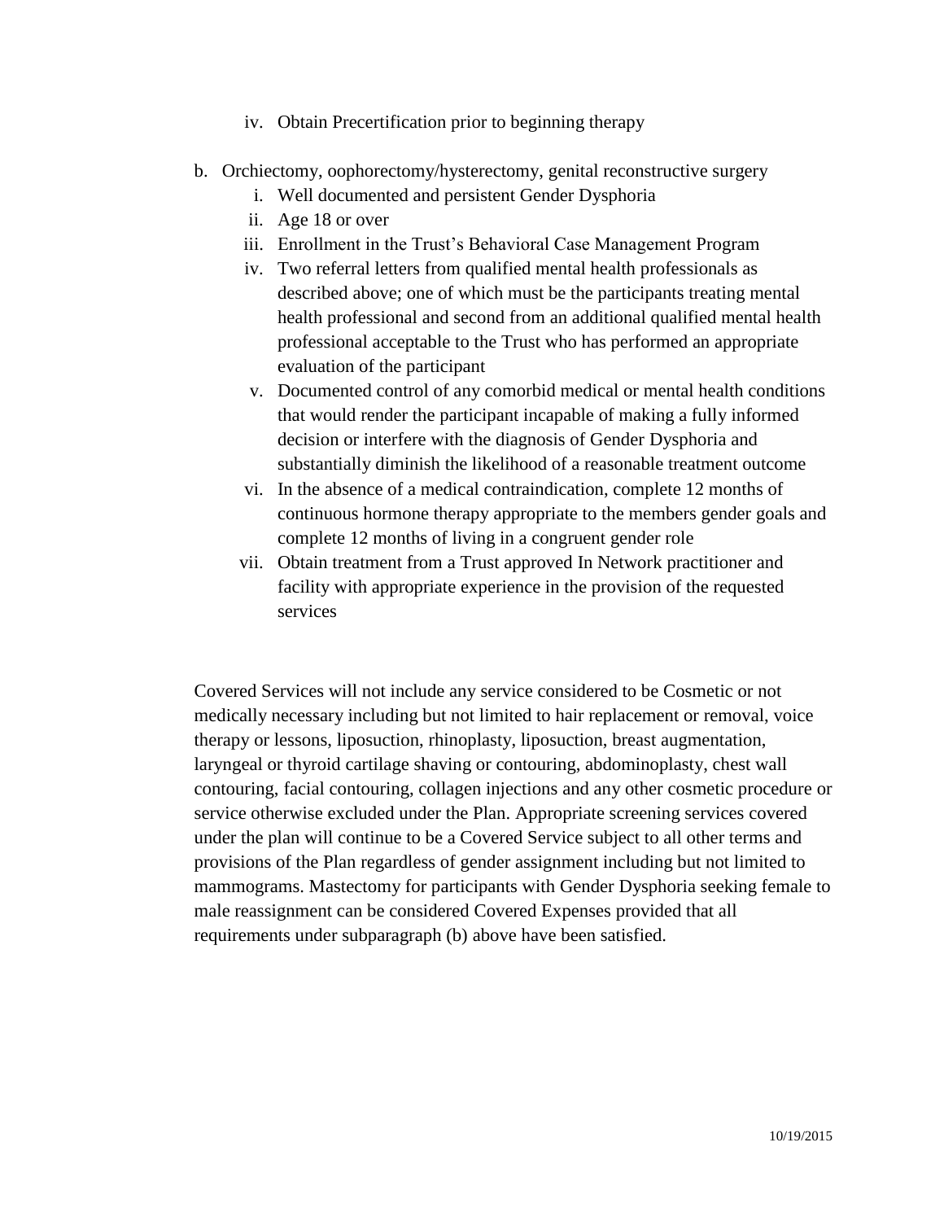iv. Obtain Precertification prior to beginning therapy

b. Orchiectomy, oophorectomy/hysterectomy, genital reconstructive surgery
   i. Well documented and persistent Gender Dysphoria
   ii. Age 18 or over
   iii. Enrollment in the Trust's Behavioral Case Management Program
   iv. Two referral letters from qualified mental health professionals as described above; one of which must be the participants treating mental health professional and second from an additional qualified mental health professional acceptable to the Trust who has performed an appropriate evaluation of the participant
   v. Documented control of any comorbid medical or mental health conditions that would render the participant incapable of making a fully informed decision or interfere with the diagnosis of Gender Dysphoria and substantially diminish the likelihood of a reasonable treatment outcome
   vi. In the absence of a medical contraindication, complete 12 months of continuous hormone therapy appropriate to the members gender goals and complete 12 months of living in a congruent gender role
   vii. Obtain treatment from a Trust approved In Network practitioner and facility with appropriate experience in the provision of the requested services

Covered Services will not include any service considered to be Cosmetic or not medically necessary including but not limited to hair replacement or removal, voice therapy or lessons, liposuction, rhinoplasty, liposuction, breast augmentation, laryngeal or thyroid cartilage shaving or contouring, abdominoplasty, chest wall contouring, facial contouring, collagen injections and any other cosmetic procedure or service otherwise excluded under the Plan. Appropriate screening services covered under the plan will continue to be a Covered Service subject to all other terms and provisions of the Plan regardless of gender assignment including but not limited to mammograms. Mastectomy for participants with Gender Dysphoria seeking female to male reassignment can be considered Covered Expenses provided that all requirements under subparagraph (b) above have been satisfied.

10/19/2015